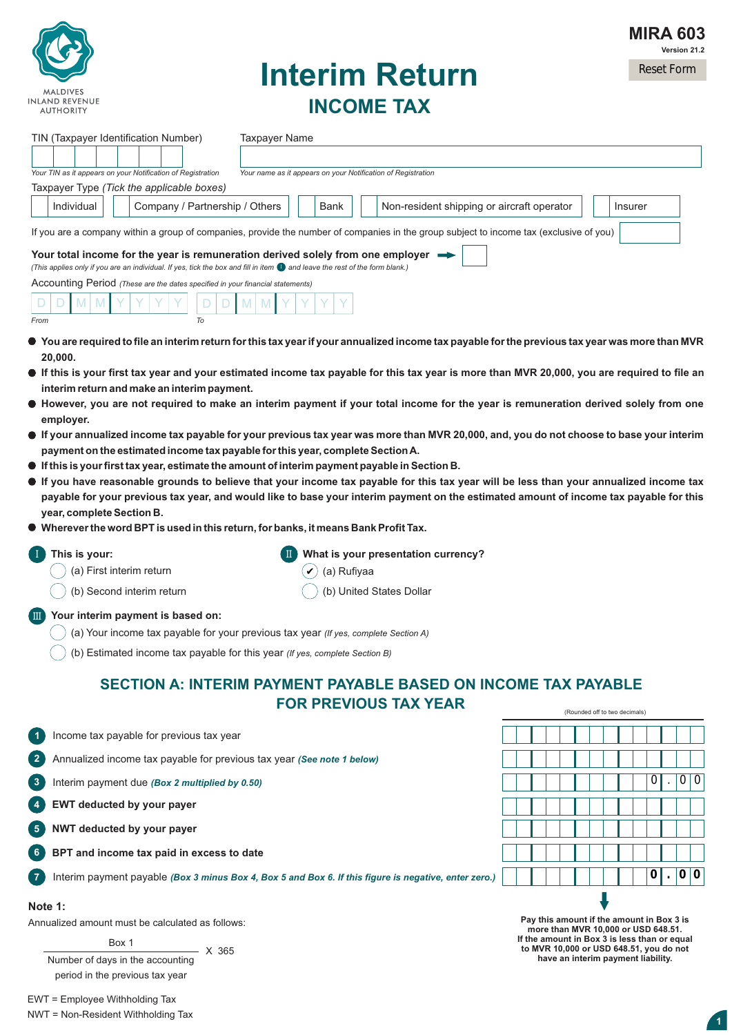MALDIVES INLAND REVENUE AUTHORITY

**MIRA 603**
Version 21.2

Reset Form

# Interim Return
## INCOME TAX

TIN (Taxpayer Identification Number)

*Your TIN as it appears on your Notification of Registration*

Taxpayer Name

*Your name as it appears on your Notification of Registration*

Taxpayer Type *(Tick the applicable boxes)*

☐ Individual ☐ Company / Partnership / Others ☐ Bank ☐ Non-resident shipping or aircraft operator ☐ Insurer

If you are a company within a group of companies, provide the number of companies in the group subject to income tax (exclusive of you)

**Your total income for the year is remuneration derived solely from one employer** ➡ ☐
*(This applies only if you are an individual. If yes, tick the box and fill in item 1 and leave the rest of the form blank.)*

Accounting Period *(These are the dates specified in your financial statements)*

From: D D M M Y Y Y Y  To: D D M M Y Y Y Y

- **You are required to file an interim return for this tax year if your annualized income tax payable for the previous tax year was more than MVR 20,000.**
- **If this is your first tax year and your estimated income tax payable for this tax year is more than MVR 20,000, you are required to file an interim return and make an interim payment.**
- **However, you are not required to make an interim payment if your total income for the year is remuneration derived solely from one employer.**
- **If your annualized income tax payable for your previous tax year was more than MVR 20,000, and, you do not choose to base your interim payment on the estimated income tax payable for this year, complete Section A.**
- **If this is your first tax year, estimate the amount of interim payment payable in Section B.**
- **If you have reasonable grounds to believe that your income tax payable for this tax year will be less than your annualized income tax payable for your previous tax year, and would like to base your interim payment on the estimated amount of income tax payable for this year, complete Section B.**
- **Wherever the word BPT is used in this return, for banks, it means Bank Profit Tax.**

**I This is your:**
- ◯ (a) First interim return
- ◯ (b) Second interim return

**II What is your presentation currency?**
- ✔ (a) Rufiyaa
- ◯ (b) United States Dollar

**III Your interim payment is based on:**
- ◯ (a) Your income tax payable for your previous tax year *(If yes, complete Section A)*
- ◯ (b) Estimated income tax payable for this year *(If yes, complete Section B)*

## SECTION A: INTERIM PAYMENT PAYABLE BASED ON INCOME TAX PAYABLE FOR PREVIOUS TAX YEAR

| No. | Item | Amount (Rounded off to two decimals) |
|---|---|---|
| 1 | Income tax payable for previous tax year | |
| 2 | Annualized income tax payable for previous tax year ***(See note 1 below)*** | |
| 3 | Interim payment due ***(Box 2 multiplied by 0.50)*** | 0.00 |
| 4 | **EWT deducted by your payer** | |
| 5 | **NWT deducted by your payer** | |
| 6 | **BPT and income tax paid in excess to date** | |
| 7 | Interim payment payable ***(Box 3 minus Box 4, Box 5 and Box 6. If this figure is negative, enter zero.)*** | **0.00** |

**Pay this amount if the amount in Box 3 is more than MVR 10,000 or USD 648.51. If the amount in Box 3 is less than or equal to MVR 10,000 or USD 648.51, you do not have an interim payment liability.**

**Note 1:**

Annualized amount must be calculated as follows:

$$\frac{\text{Box 1}}{\text{Number of days in the accounting period in the previous tax year}} \times 365$$

EWT = Employee Withholding Tax

NWT = Non-Resident Withholding Tax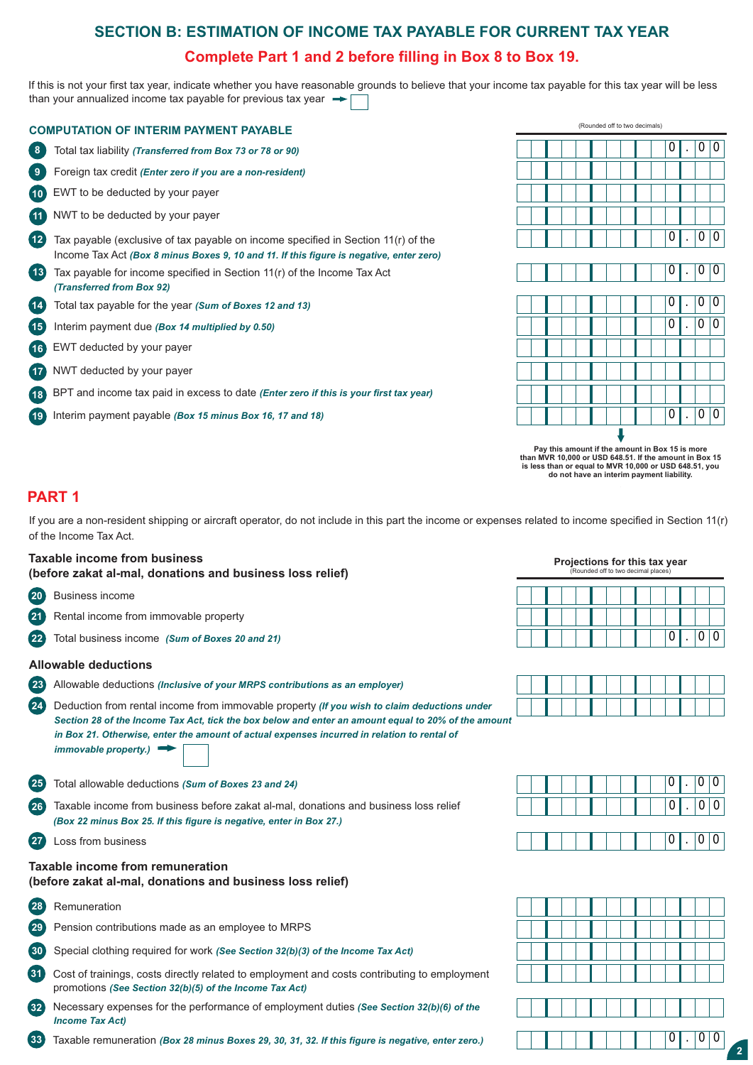## SECTION B: ESTIMATION OF INCOME TAX PAYABLE FOR CURRENT TAX YEAR

**Complete Part 1 and 2 before filling in Box 8 to Box 19.**

If this is not your first tax year, indicate whether you have reasonable grounds to believe that your income tax payable for this tax year will be less than your annualized income tax payable for previous tax year ➡ ☐

### COMPUTATION OF INTERIM PAYMENT PAYABLE

| Box | Item | (Rounded off to two decimals) |
|---|---|---|
| 8 | Total tax liability *(Transferred from Box 73 or 78 or 90)* | 0.00 |
| 9 | Foreign tax credit *(Enter zero if you are a non-resident)* | |
| 10 | EWT to be deducted by your payer | |
| 11 | NWT to be deducted by your payer | |
| 12 | Tax payable (exclusive of tax payable on income specified in Section 11(r) of the Income Tax Act *(Box 8 minus Boxes 9, 10 and 11. If this figure is negative, enter zero)* | 0.00 |
| 13 | Tax payable for income specified in Section 11(r) of the Income Tax Act *(Transferred from Box 92)* | 0.00 |
| 14 | Total tax payable for the year *(Sum of Boxes 12 and 13)* | 0.00 |
| 15 | Interim payment due *(Box 14 multiplied by 0.50)* | 0.00 |
| 16 | EWT deducted by your payer | |
| 17 | NWT deducted by your payer | |
| 18 | BPT and income tax paid in excess to date *(Enter zero if this is your first tax year)* | |
| 19 | Interim payment payable *(Box 15 minus Box 16, 17 and 18)* | 0.00 |

**Pay this amount if the amount in Box 15 is more than MVR 10,000 or USD 648.51. If the amount in Box 15 is less than or equal to MVR 10,000 or USD 648.51, you do not have an interim payment liability.**

## PART 1

If you are a non-resident shipping or aircraft operator, do not include in this part the income or expenses related to income specified in Section 11(r) of the Income Tax Act.

### Taxable income from business (before zakat al-mal, donations and business loss relief)

| Box | Item | Projections for this tax year (Rounded off to two decimal places) |
|---|---|---|
| 20 | Business income | |
| 21 | Rental income from immovable property | |
| 22 | Total business income *(Sum of Boxes 20 and 21)* | 0.00 |

### Allowable deductions

| Box | Item | Projections for this tax year |
|---|---|---|
| 23 | Allowable deductions *(Inclusive of your MRPS contributions as an employer)* | |
| 24 | Deduction from rental income from immovable property *(If you wish to claim deductions under Section 28 of the Income Tax Act, tick the box below and enter an amount equal to 20% of the amount in Box 21. Otherwise, enter the amount of actual expenses incurred in relation to rental of immovable property.)* ➡ ☐ | |
| 25 | Total allowable deductions *(Sum of Boxes 23 and 24)* | 0.00 |
| 26 | Taxable income from business before zakat al-mal, donations and business loss relief *(Box 22 minus Box 25. If this figure is negative, enter in Box 27.)* | 0.00 |
| 27 | Loss from business | 0.00 |

### Taxable income from remuneration (before zakat al-mal, donations and business loss relief)

| Box | Item | Projections for this tax year |
|---|---|---|
| 28 | Remuneration | |
| 29 | Pension contributions made as an employee to MRPS | |
| 30 | Special clothing required for work *(See Section 32(b)(3) of the Income Tax Act)* | |
| 31 | Cost of trainings, costs directly related to employment and costs contributing to employment promotions *(See Section 32(b)(5) of the Income Tax Act)* | |
| 32 | Necessary expenses for the performance of employment duties *(See Section 32(b)(6) of the Income Tax Act)* | |
| 33 | Taxable remuneration *(Box 28 minus Boxes 29, 30, 31, 32. If this figure is negative, enter zero.)* | 0.00 |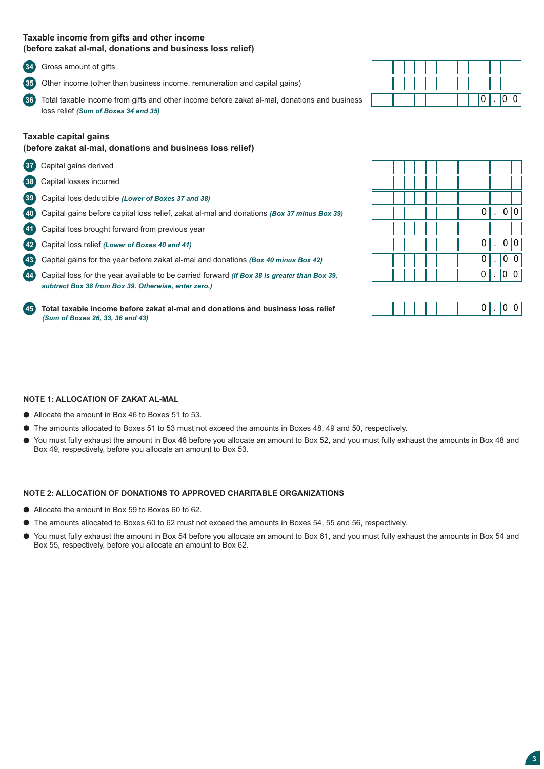### Taxable income from gifts and other income
### (before zakat al-mal, donations and business loss relief)

| Box | Description | Amount |
|---|---|---|
| 34 | Gross amount of gifts | |
| 35 | Other income (other than business income, remuneration and capital gains) | |
| 36 | Total taxable income from gifts and other income before zakat al-mal, donations and business loss relief ***(Sum of Boxes 34 and 35)*** | 0.00 |

### Taxable capital gains
### (before zakat al-mal, donations and business loss relief)

| Box | Description | Amount |
|---|---|---|
| 37 | Capital gains derived | |
| 38 | Capital losses incurred | |
| 39 | Capital loss deductible ***(Lower of Boxes 37 and 38)*** | |
| 40 | Capital gains before capital loss relief, zakat al-mal and donations ***(Box 37 minus Box 39)*** | 0.00 |
| 41 | Capital loss brought forward from previous year | |
| 42 | Capital loss relief ***(Lower of Boxes 40 and 41)*** | 0.00 |
| 43 | Capital gains for the year before zakat al-mal and donations ***(Box 40 minus Box 42)*** | 0.00 |
| 44 | Capital loss for the year available to be carried forward ***(If Box 38 is greater than Box 39, subtract Box 38 from Box 39. Otherwise, enter zero.)*** | 0.00 |

| Box | Description | Amount |
|---|---|---|
| 45 | **Total taxable income before zakat al-mal and donations and business loss relief** ***(Sum of Boxes 26, 33, 36 and 43)*** | 0.00 |

**NOTE 1: ALLOCATION OF ZAKAT AL-MAL**

- Allocate the amount in Box 46 to Boxes 51 to 53.
- The amounts allocated to Boxes 51 to 53 must not exceed the amounts in Boxes 48, 49 and 50, respectively.
- You must fully exhaust the amount in Box 48 before you allocate an amount to Box 52, and you must fully exhaust the amounts in Box 48 and Box 49, respectively, before you allocate an amount to Box 53.

**NOTE 2: ALLOCATION OF DONATIONS TO APPROVED CHARITABLE ORGANIZATIONS**

- Allocate the amount in Box 59 to Boxes 60 to 62.
- The amounts allocated to Boxes 60 to 62 must not exceed the amounts in Boxes 54, 55 and 56, respectively.
- You must fully exhaust the amount in Box 54 before you allocate an amount to Box 61, and you must fully exhaust the amounts in Box 54 and Box 55, respectively, before you allocate an amount to Box 62.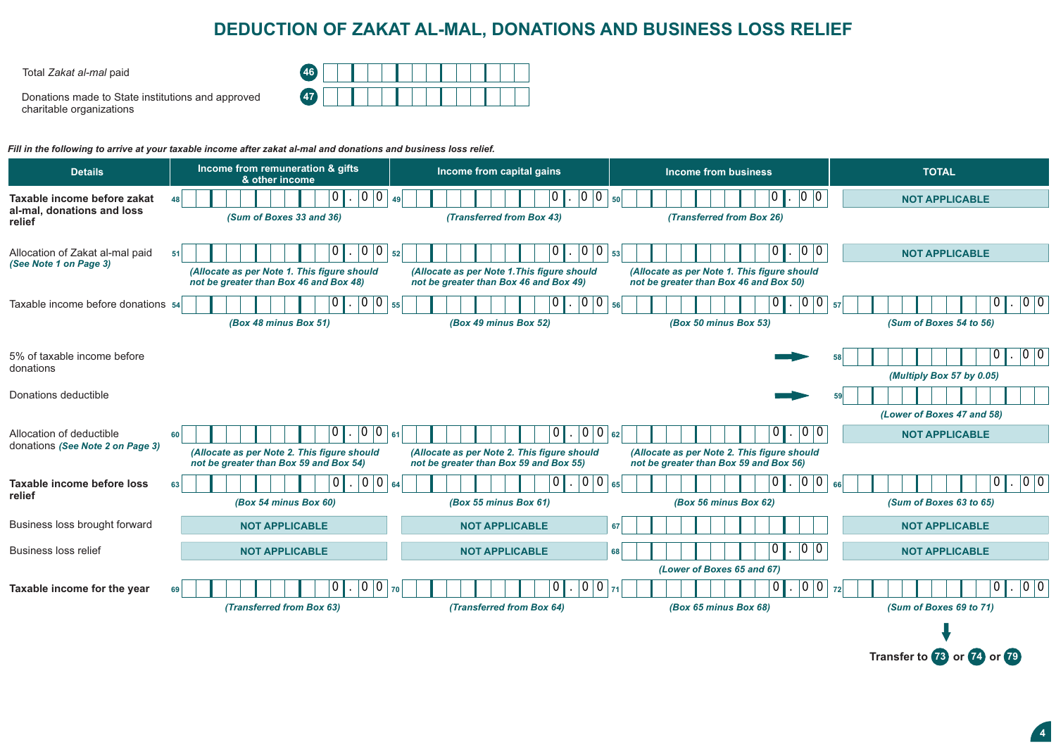# DEDUCTION OF ZAKAT AL-MAL, DONATIONS AND BUSINESS LOSS RELIEF

Total *Zakat al-mal* paid **46**

Donations made to State institutions and approved charitable organizations **47**

***Fill in the following to arrive at your taxable income after zakat al-mal and donations and business loss relief.***

| Details | Income from remuneration & gifts & other income | Income from capital gains | Income from business | TOTAL |
|---|---|---|---|---|
| **Taxable income before zakat al-mal, donations and loss relief** | 48 0 . 0 0 *(Sum of Boxes 33 and 36)* | 49 0 . 0 0 *(Transferred from Box 43)* | 50 0 . 0 0 *(Transferred from Box 26)* | NOT APPLICABLE |
| Allocation of Zakat al-mal paid *(See Note 1 on Page 3)* | 51 0 . 0 0 *(Allocate as per Note 1. This figure should not be greater than Box 46 and Box 48)* | 52 0 . 0 0 *(Allocate as per Note 1.This figure should not be greater than Box 46 and Box 49)* | 53 0 . 0 0 *(Allocate as per Note 1. This figure should not be greater than Box 46 and Box 50)* | NOT APPLICABLE |
| Taxable income before donations | 54 0 . 0 0 *(Box 48 minus Box 51)* | 55 0 . 0 0 *(Box 49 minus Box 52)* | 56 0 . 0 0 *(Box 50 minus Box 53)* | 57 0 . 0 0 *(Sum of Boxes 54 to 56)* |
| 5% of taxable income before donations | | | → | 58 0 . 0 0 *(Multiply Box 57 by 0.05)* |
| Donations deductible | | | → | 59 *(Lower of Boxes 47 and 58)* |
| Allocation of deductible donations *(See Note 2 on Page 3)* | 60 0 . 0 0 *(Allocate as per Note 2. This figure should not be greater than Box 59 and Box 54)* | 61 0 . 0 0 *(Allocate as per Note 2. This figure should not be greater than Box 59 and Box 55)* | 62 0 . 0 0 *(Allocate as per Note 2. This figure should not be greater than Box 59 and Box 56)* | NOT APPLICABLE |
| **Taxable income before loss relief** | 63 0 . 0 0 *(Box 54 minus Box 60)* | 64 0 . 0 0 *(Box 55 minus Box 61)* | 65 0 . 0 0 *(Box 56 minus Box 62)* | 66 0 . 0 0 *(Sum of Boxes 63 to 65)* |
| Business loss brought forward | NOT APPLICABLE | NOT APPLICABLE | 67 | NOT APPLICABLE |
| Business loss relief | NOT APPLICABLE | NOT APPLICABLE | 68 0 . 0 0 *(Lower of Boxes 65 and 67)* | NOT APPLICABLE |
| **Taxable income for the year** | 69 0 . 0 0 *(Transferred from Box 63)* | 70 0 . 0 0 *(Transferred from Box 64)* | 71 0 . 0 0 *(Box 65 minus Box 68)* | 72 0 . 0 0 *(Sum of Boxes 69 to 71)* |

**Transfer to 73 or 74 or 79**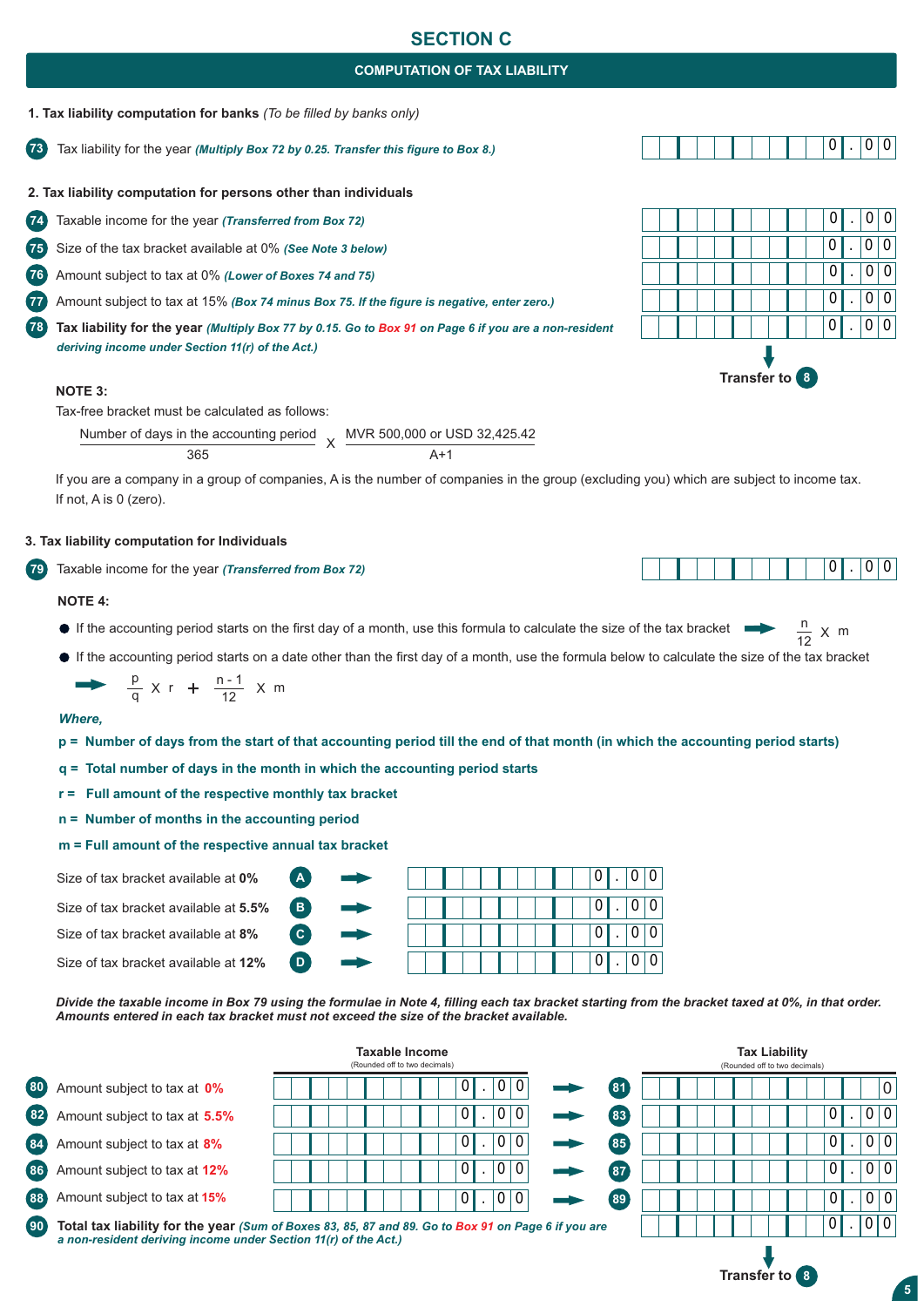# SECTION C

## COMPUTATION OF TAX LIABILITY

### 1. Tax liability computation for banks *(To be filled by banks only)*

| Box | Description | Amount |
|---|---|---|
| 73 | Tax liability for the year ***(Multiply Box 72 by 0.25. Transfer this figure to Box 8.)*** | 0.00 |

### 2. Tax liability computation for persons other than individuals

| Box | Description | Amount |
|---|---|---|
| 74 | Taxable income for the year ***(Transferred from Box 72)*** | 0.00 |
| 75 | Size of the tax bracket available at 0% ***(See Note 3 below)*** | 0.00 |
| 76 | Amount subject to tax at 0% ***(Lower of Boxes 74 and 75)*** | 0.00 |
| 77 | Amount subject to tax at 15% ***(Box 74 minus Box 75. If the figure is negative, enter zero.)*** | 0.00 |
| 78 | **Tax liability for the year** ***(Multiply Box 77 by 0.15. Go to Box 91 on Page 6 if you are a non-resident deriving income under Section 11(r) of the Act.)*** | 0.00 |

**Transfer to 8**

**NOTE 3:**

Tax-free bracket must be calculated as follows:

$$\frac{\text{Number of days in the accounting period}}{365} \times \frac{\text{MVR 500,000 or USD 32,425.42}}{A+1}$$

If you are a company in a group of companies, A is the number of companies in the group (excluding you) which are subject to income tax. If not, A is 0 (zero).

### 3. Tax liability computation for Individuals

| Box | Description | Amount |
|---|---|---|
| 79 | Taxable income for the year ***(Transferred from Box 72)*** | 0.00 |

**NOTE 4:**

- If the accounting period starts on the first day of a month, use this formula to calculate the size of the tax bracket → $\frac{n}{12} \times m$
- If the accounting period starts on a date other than the first day of a month, use the formula below to calculate the size of the tax bracket

$$\frac{p}{q} \times r + \frac{n-1}{12} \times m$$

***Where,***

**p = Number of days from the start of that accounting period till the end of that month (in which the accounting period starts)**

**q = Total number of days in the month in which the accounting period starts**

**r = Full amount of the respective monthly tax bracket**

**n = Number of months in the accounting period**

**m = Full amount of the respective annual tax bracket**

| Description | | Amount |
|---|---|---|
| Size of tax bracket available at **0%** | A | 0.00 |
| Size of tax bracket available at **5.5%** | B | 0.00 |
| Size of tax bracket available at **8%** | C | 0.00 |
| Size of tax bracket available at **12%** | D | 0.00 |

***Divide the taxable income in Box 79 using the formulae in Note 4, filling each tax bracket starting from the bracket taxed at 0%, in that order. Amounts entered in each tax bracket must not exceed the size of the bracket available.***

| Box | Description | Taxable Income (Rounded off to two decimals) | Box | Tax Liability (Rounded off to two decimals) |
|---|---|---|---|---|
| 80 | Amount subject to tax at **0%** | 0.00 | 81 | 0 |
| 82 | Amount subject to tax at **5.5%** | 0.00 | 83 | 0.00 |
| 84 | Amount subject to tax at **8%** | 0.00 | 85 | 0.00 |
| 86 | Amount subject to tax at **12%** | 0.00 | 87 | 0.00 |
| 88 | Amount subject to tax at **15%** | 0.00 | 89 | 0.00 |
| 90 | **Total tax liability for the year** ***(Sum of Boxes 83, 85, 87 and 89. Go to Box 91 on Page 6 if you are a non-resident deriving income under Section 11(r) of the Act.)*** | | | 0.00 |

**Transfer to 8**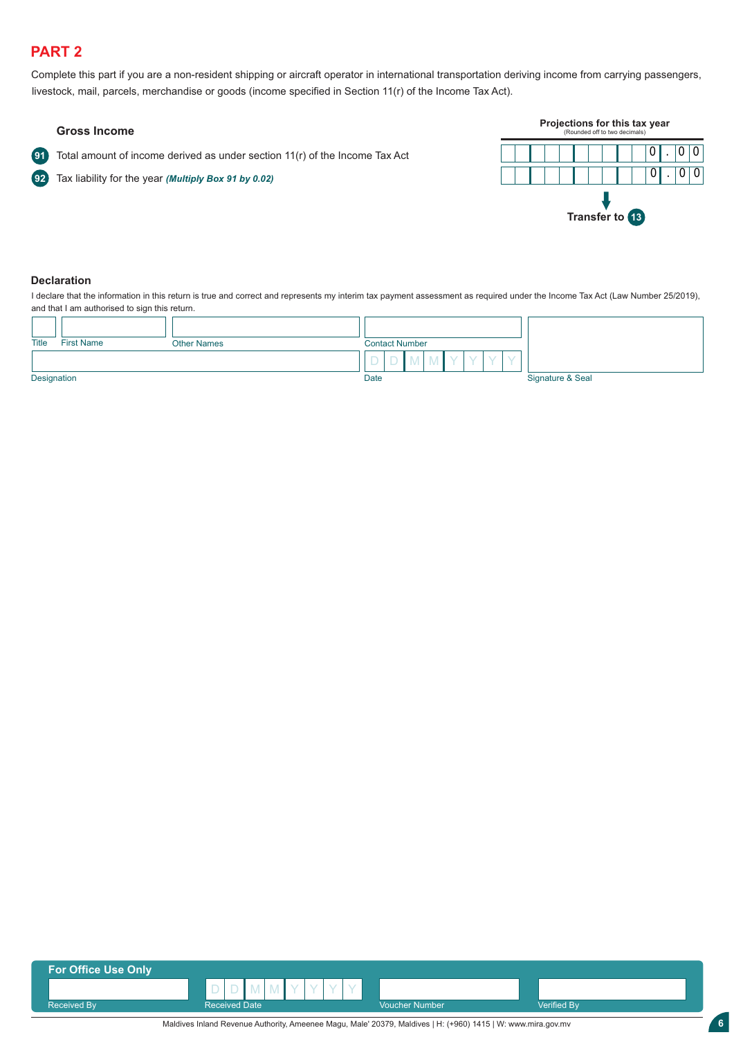# PART 2

Complete this part if you are a non-resident shipping or aircraft operator in international transportation deriving income from carrying passengers, livestock, mail, parcels, merchandise or goods (income specified in Section 11(r) of the Income Tax Act).

| Gross Income | Projections for this tax year (Rounded off to two decimals) |
|---|---|
| 91 Total amount of income derived as under section 11(r) of the Income Tax Act | 0.00 |
| 92 Tax liability for the year *(Multiply Box 91 by 0.02)* | 0.00 |

Transfer to 13

### Declaration

I declare that the information in this return is true and correct and represents my interim tax payment assessment as required under the Income Tax Act (Law Number 25/2019), and that I am authorised to sign this return.

| Title | First Name | Other Names | Contact Number | Signature & Seal |
|---|---|---|---|---|
| Designation | | | Date (DD MM YYYY) | |

**For Office Use Only**

| Received By | Received Date (DD MM YYYY) | Voucher Number | Verified By |
|---|---|---|---|
| | | | |

Maldives Inland Revenue Authority, Ameenee Magu, Male' 20379, Maldives | H: (+960) 1415 | W: www.mira.gov.mv